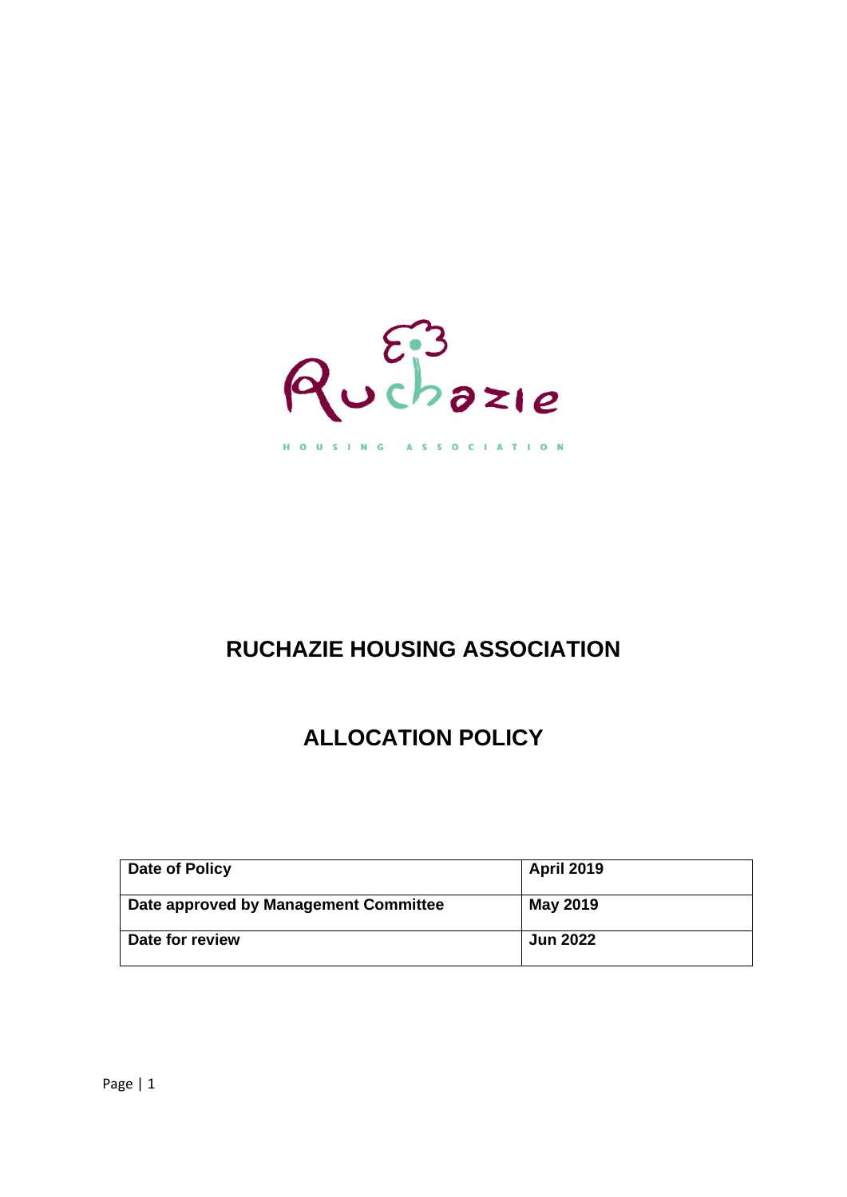# RUCHAZIE HOUSING ASSOCIATION

# ALLOCATION POLICY

| **Date of Policy** | **April 2019** |
|---|---|
| **Date approved by Management Committee** | **May 2019** |
| **Date for review** | **Jun 2022** |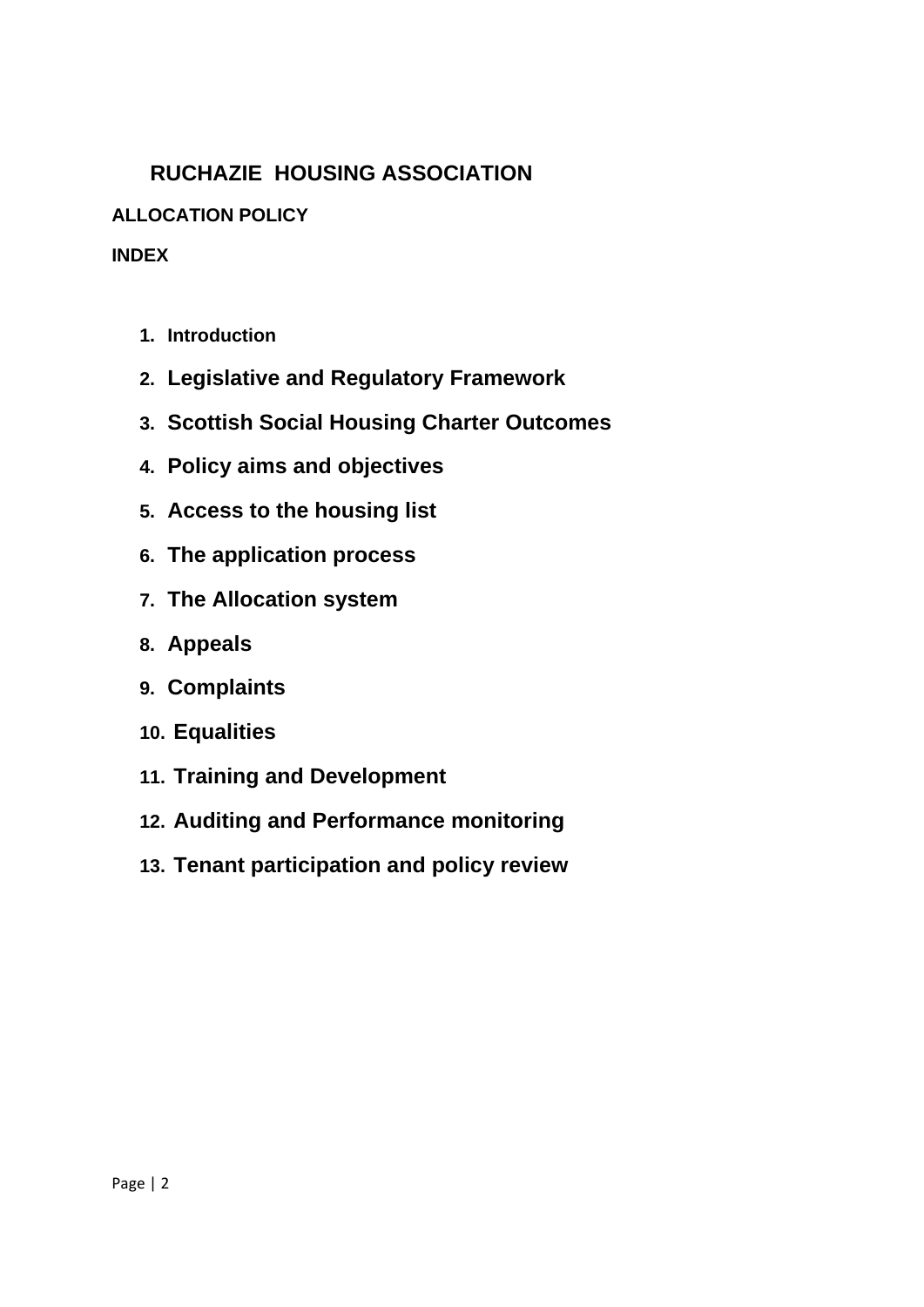# RUCHAZIE HOUSING ASSOCIATION

## ALLOCATION POLICY

**INDEX**

1. Introduction
2. Legislative and Regulatory Framework
3. Scottish Social Housing Charter Outcomes
4. Policy aims and objectives
5. Access to the housing list
6. The application process
7. The Allocation system
8. Appeals
9. Complaints
10. Equalities
11. Training and Development
12. Auditing and Performance monitoring
13. Tenant participation and policy review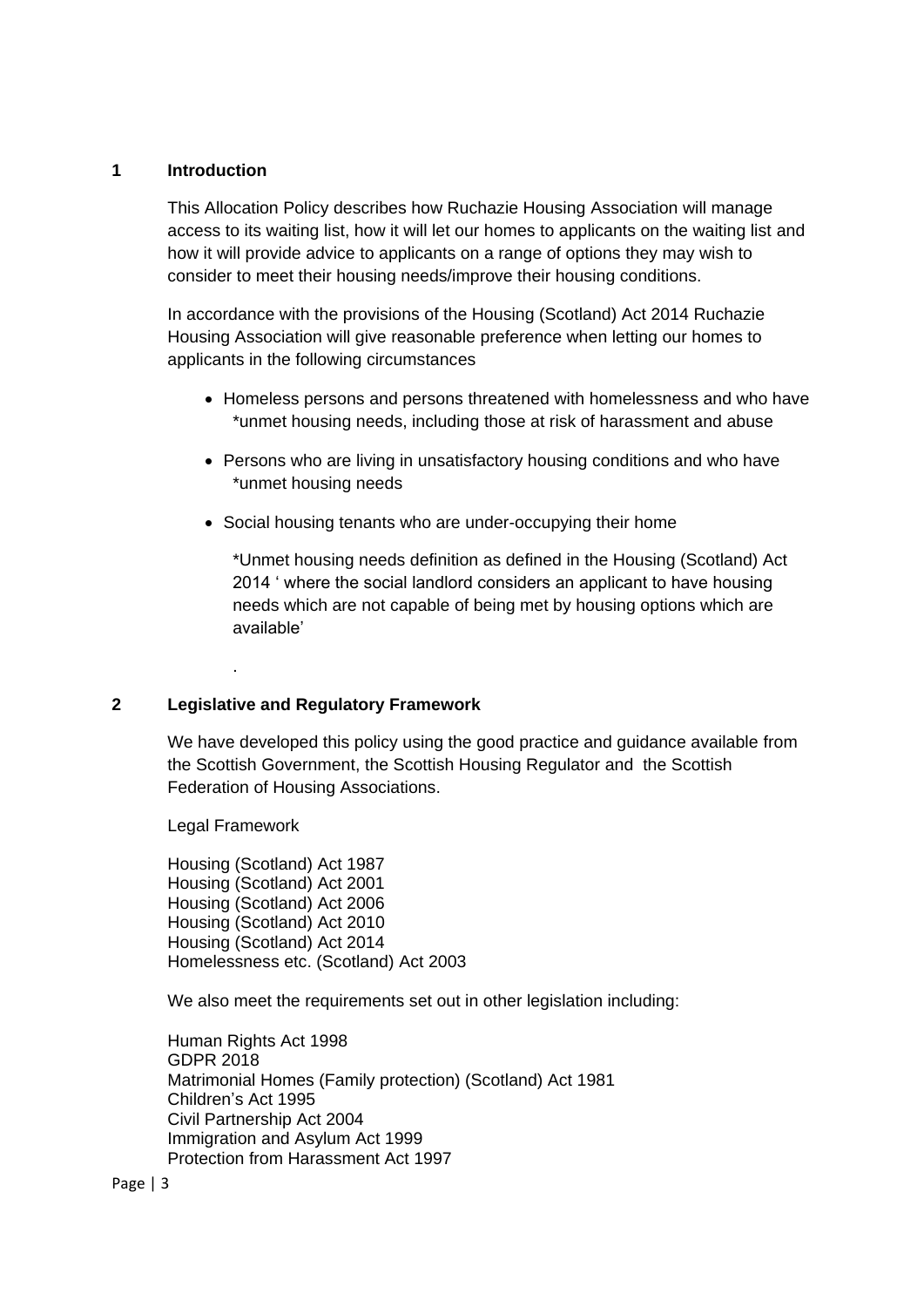## 1 Introduction

This Allocation Policy describes how Ruchazie Housing Association will manage access to its waiting list, how it will let our homes to applicants on the waiting list and how it will provide advice to applicants on a range of options they may wish to consider to meet their housing needs/improve their housing conditions.

In accordance with the provisions of the Housing (Scotland) Act 2014 Ruchazie Housing Association will give reasonable preference when letting our homes to applicants in the following circumstances

- Homeless persons and persons threatened with homelessness and who have *unmet housing needs, including those at risk of harassment and abuse
- Persons who are living in unsatisfactory housing conditions and who have *unmet housing needs
- Social housing tenants who are under-occupying their home

*Unmet housing needs definition as defined in the Housing (Scotland) Act 2014 ' where the social landlord considers an applicant to have housing needs which are not capable of being met by housing options which are available'

.

## 2 Legislative and Regulatory Framework

We have developed this policy using the good practice and guidance available from the Scottish Government, the Scottish Housing Regulator and the Scottish Federation of Housing Associations.

Legal Framework

Housing (Scotland) Act 1987
Housing (Scotland) Act 2001
Housing (Scotland) Act 2006
Housing (Scotland) Act 2010
Housing (Scotland) Act 2014
Homelessness etc. (Scotland) Act 2003

We also meet the requirements set out in other legislation including:

Human Rights Act 1998
GDPR 2018
Matrimonial Homes (Family protection) (Scotland) Act 1981
Children's Act 1995
Civil Partnership Act 2004
Immigration and Asylum Act 1999
Protection from Harassment Act 1997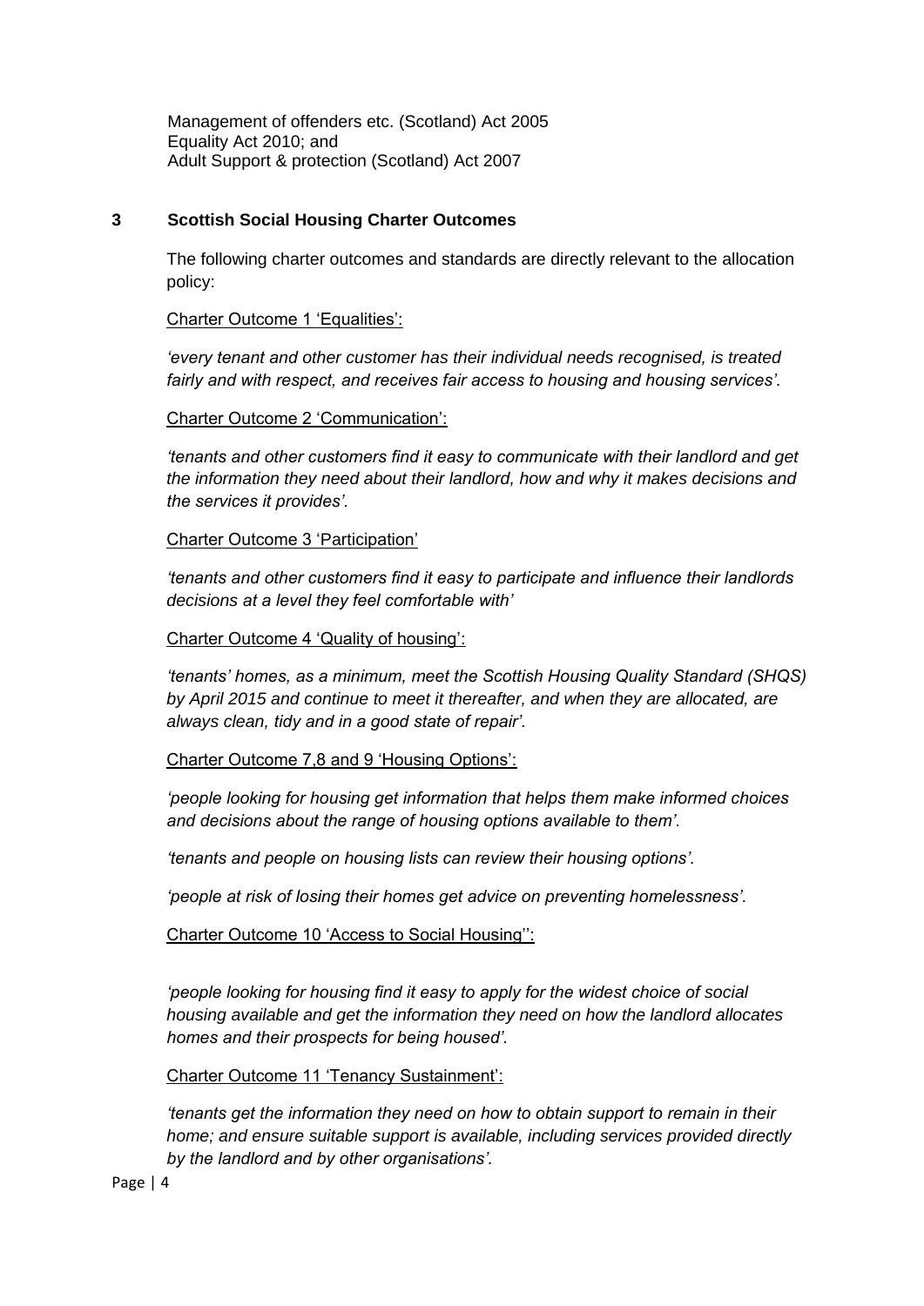Management of offenders etc. (Scotland) Act 2005
Equality Act 2010; and
Adult Support & protection (Scotland) Act 2007

## 3 Scottish Social Housing Charter Outcomes

The following charter outcomes and standards are directly relevant to the allocation policy:

Charter Outcome 1 'Equalities':

*'every tenant and other customer has their individual needs recognised, is treated fairly and with respect, and receives fair access to housing and housing services'.*

Charter Outcome 2 'Communication':

*'tenants and other customers find it easy to communicate with their landlord and get the information they need about their landlord, how and why it makes decisions and the services it provides'.*

Charter Outcome 3 'Participation'

*'tenants and other customers find it easy to participate and influence their landlords decisions at a level they feel comfortable with'*

Charter Outcome 4 'Quality of housing':

*'tenants' homes, as a minimum, meet the Scottish Housing Quality Standard (SHQS) by April 2015 and continue to meet it thereafter, and when they are allocated, are always clean, tidy and in a good state of repair'.*

Charter Outcome 7,8 and 9 'Housing Options':

*'people looking for housing get information that helps them make informed choices and decisions about the range of housing options available to them'.*

*'tenants and people on housing lists can review their housing options'.*

*'people at risk of losing their homes get advice on preventing homelessness'.*

Charter Outcome 10 'Access to Social Housing'':

*'people looking for housing find it easy to apply for the widest choice of social housing available and get the information they need on how the landlord allocates homes and their prospects for being housed'.*

Charter Outcome 11 'Tenancy Sustainment':

*'tenants get the information they need on how to obtain support to remain in their home; and ensure suitable support is available, including services provided directly by the landlord and by other organisations'.*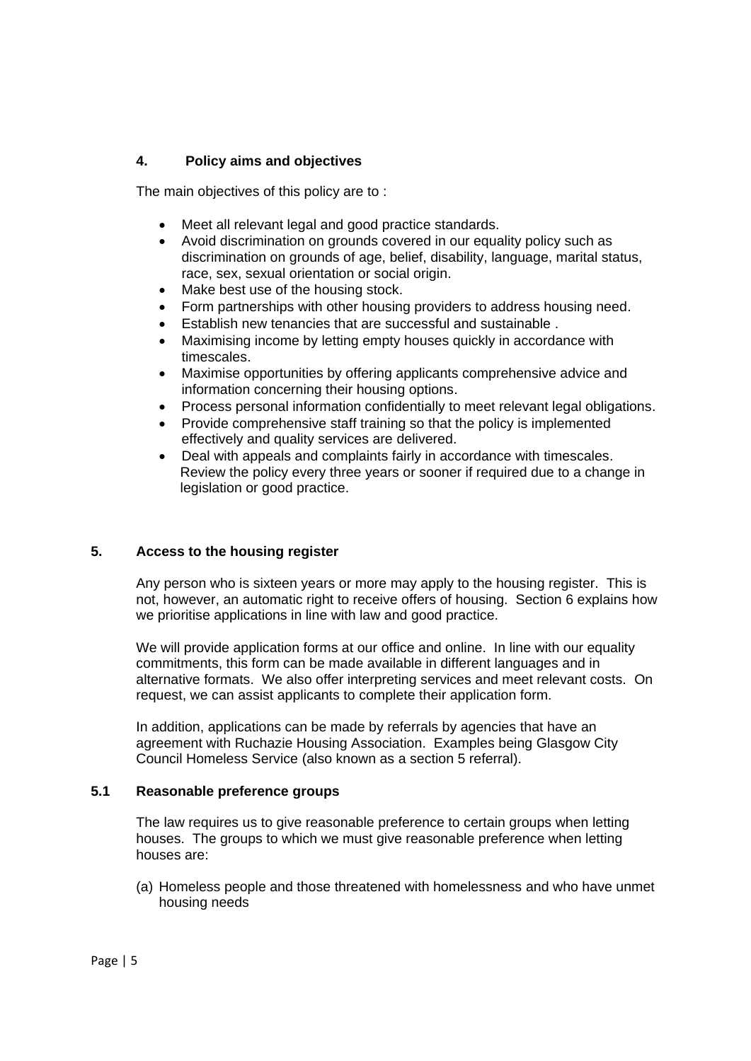## 4. Policy aims and objectives

The main objectives of this policy are to :

- Meet all relevant legal and good practice standards.
- Avoid discrimination on grounds covered in our equality policy such as discrimination on grounds of age, belief, disability, language, marital status, race, sex, sexual orientation or social origin.
- Make best use of the housing stock.
- Form partnerships with other housing providers to address housing need.
- Establish new tenancies that are successful and sustainable .
- Maximising income by letting empty houses quickly in accordance with timescales.
- Maximise opportunities by offering applicants comprehensive advice and information concerning their housing options.
- Process personal information confidentially to meet relevant legal obligations.
- Provide comprehensive staff training so that the policy is implemented effectively and quality services are delivered.
- Deal with appeals and complaints fairly in accordance with timescales. Review the policy every three years or sooner if required due to a change in legislation or good practice.

## 5. Access to the housing register

Any person who is sixteen years or more may apply to the housing register. This is not, however, an automatic right to receive offers of housing. Section 6 explains how we prioritise applications in line with law and good practice.

We will provide application forms at our office and online. In line with our equality commitments, this form can be made available in different languages and in alternative formats. We also offer interpreting services and meet relevant costs. On request, we can assist applicants to complete their application form.

In addition, applications can be made by referrals by agencies that have an agreement with Ruchazie Housing Association. Examples being Glasgow City Council Homeless Service (also known as a section 5 referral).

### 5.1 Reasonable preference groups

The law requires us to give reasonable preference to certain groups when letting houses. The groups to which we must give reasonable preference when letting houses are:

(a) Homeless people and those threatened with homelessness and who have unmet housing needs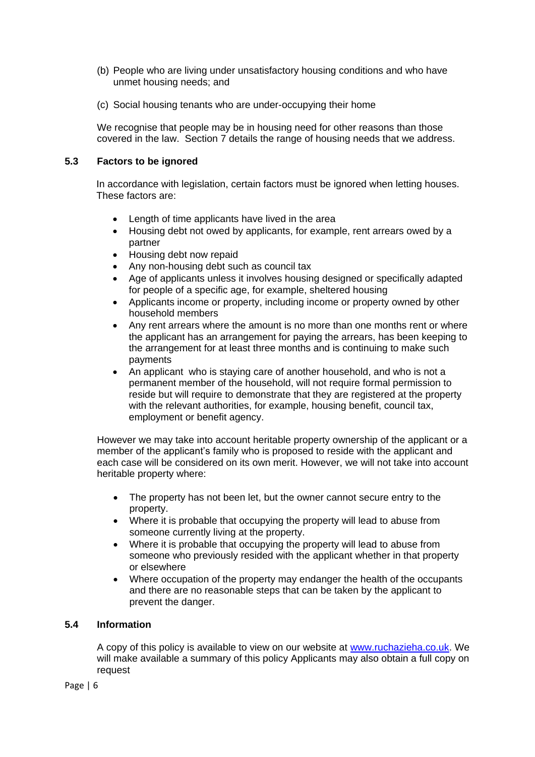(b) People who are living under unsatisfactory housing conditions and who have unmet housing needs; and

(c) Social housing tenants who are under-occupying their home

We recognise that people may be in housing need for other reasons than those covered in the law. Section 7 details the range of housing needs that we address.

### 5.3 Factors to be ignored

In accordance with legislation, certain factors must be ignored when letting houses. These factors are:

- Length of time applicants have lived in the area
- Housing debt not owed by applicants, for example, rent arrears owed by a partner
- Housing debt now repaid
- Any non-housing debt such as council tax
- Age of applicants unless it involves housing designed or specifically adapted for people of a specific age, for example, sheltered housing
- Applicants income or property, including income or property owned by other household members
- Any rent arrears where the amount is no more than one months rent or where the applicant has an arrangement for paying the arrears, has been keeping to the arrangement for at least three months and is continuing to make such payments
- An applicant who is staying care of another household, and who is not a permanent member of the household, will not require formal permission to reside but will require to demonstrate that they are registered at the property with the relevant authorities, for example, housing benefit, council tax, employment or benefit agency.

However we may take into account heritable property ownership of the applicant or a member of the applicant's family who is proposed to reside with the applicant and each case will be considered on its own merit. However, we will not take into account heritable property where:

- The property has not been let, but the owner cannot secure entry to the property.
- Where it is probable that occupying the property will lead to abuse from someone currently living at the property.
- Where it is probable that occupying the property will lead to abuse from someone who previously resided with the applicant whether in that property or elsewhere
- Where occupation of the property may endanger the health of the occupants and there are no reasonable steps that can be taken by the applicant to prevent the danger.

### 5.4 Information

A copy of this policy is available to view on our website at [www.ruchazieha.co.uk](www.ruchazieha.co.uk). We will make available a summary of this policy Applicants may also obtain a full copy on request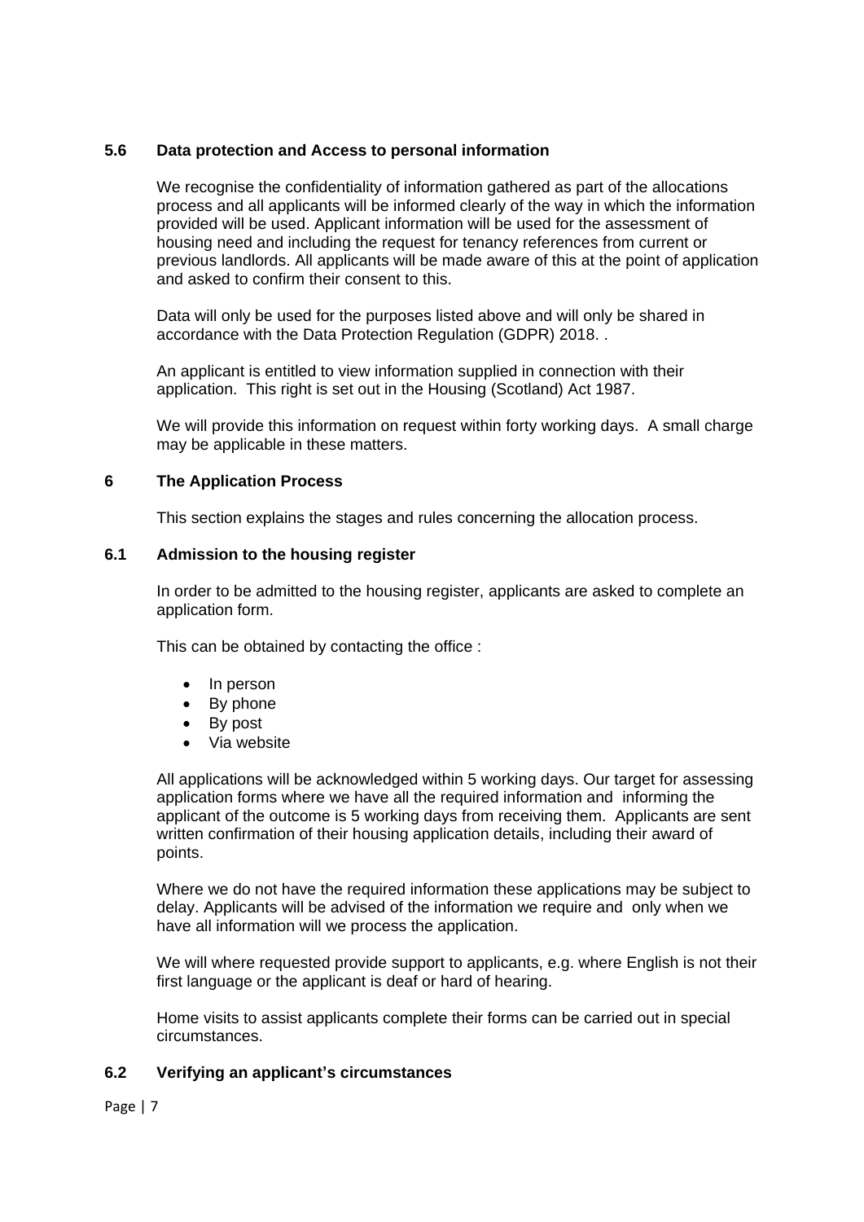### 5.6 Data protection and Access to personal information

We recognise the confidentiality of information gathered as part of the allocations process and all applicants will be informed clearly of the way in which the information provided will be used. Applicant information will be used for the assessment of housing need and including the request for tenancy references from current or previous landlords. All applicants will be made aware of this at the point of application and asked to confirm their consent to this.

Data will only be used for the purposes listed above and will only be shared in accordance with the Data Protection Regulation (GDPR) 2018. .

An applicant is entitled to view information supplied in connection with their application. This right is set out in the Housing (Scotland) Act 1987.

We will provide this information on request within forty working days. A small charge may be applicable in these matters.

## 6 The Application Process

This section explains the stages and rules concerning the allocation process.

### 6.1 Admission to the housing register

In order to be admitted to the housing register, applicants are asked to complete an application form.

This can be obtained by contacting the office :

- In person
- By phone
- By post
- Via website

All applications will be acknowledged within 5 working days. Our target for assessing application forms where we have all the required information and informing the applicant of the outcome is 5 working days from receiving them. Applicants are sent written confirmation of their housing application details, including their award of points.

Where we do not have the required information these applications may be subject to delay. Applicants will be advised of the information we require and only when we have all information will we process the application.

We will where requested provide support to applicants, e.g. where English is not their first language or the applicant is deaf or hard of hearing.

Home visits to assist applicants complete their forms can be carried out in special circumstances.

### 6.2 Verifying an applicant's circumstances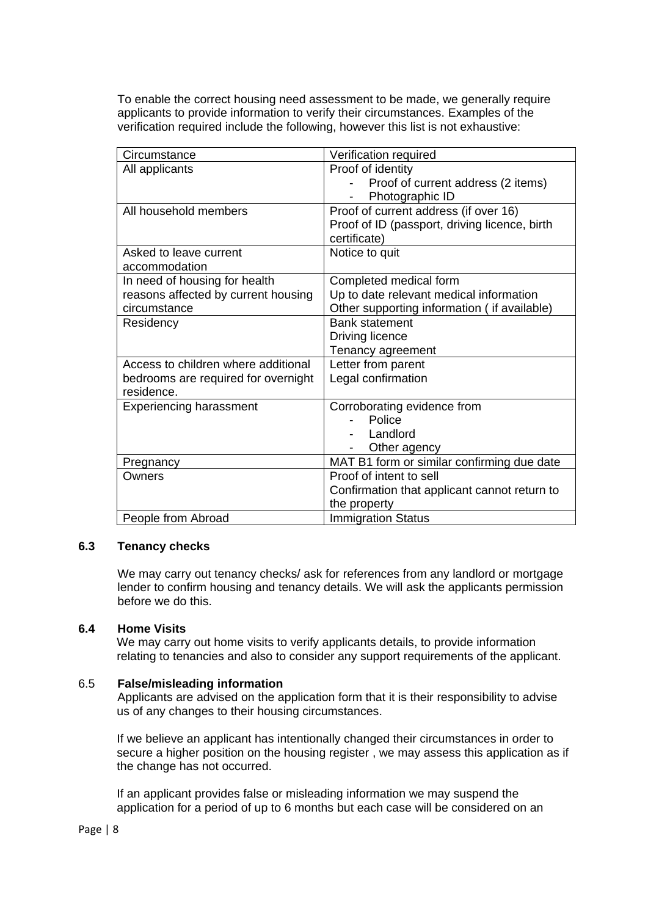To enable the correct housing need assessment to be made, we generally require applicants to provide information to verify their circumstances. Examples of the verification required include the following, however this list is not exhaustive:

| Circumstance | Verification required |
|---|---|
| All applicants | Proof of identity<br>- Proof of current address (2 items)<br>- Photographic ID |
| All household members | Proof of current address (if over 16)<br>Proof of ID (passport, driving licence, birth certificate) |
| Asked to leave current accommodation | Notice to quit |
| In need of housing for health reasons affected by current housing circumstance | Completed medical form<br>Up to date relevant medical information<br>Other supporting information ( if available) |
| Residency | Bank statement<br>Driving licence<br>Tenancy agreement |
| Access to children where additional bedrooms are required for overnight residence. | Letter from parent<br>Legal confirmation |
| Experiencing harassment | Corroborating evidence from<br>- Police<br>- Landlord<br>- Other agency |
| Pregnancy | MAT B1 form or similar confirming due date |
| Owners | Proof of intent to sell<br>Confirmation that applicant cannot return to the property |
| People from Abroad | Immigration Status |

### 6.3 Tenancy checks

We may carry out tenancy checks/ ask for references from any landlord or mortgage lender to confirm housing and tenancy details. We will ask the applicants permission before we do this.

### 6.4 Home Visits

We may carry out home visits to verify applicants details, to provide information relating to tenancies and also to consider any support requirements of the applicant.

### 6.5 False/misleading information

Applicants are advised on the application form that it is their responsibility to advise us of any changes to their housing circumstances.

If we believe an applicant has intentionally changed their circumstances in order to secure a higher position on the housing register , we may assess this application as if the change has not occurred.

If an applicant provides false or misleading information we may suspend the application for a period of up to 6 months but each case will be considered on an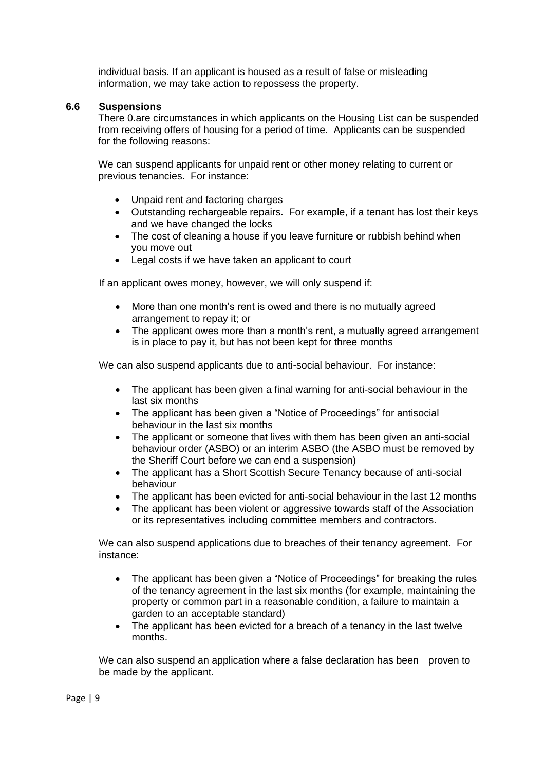individual basis. If an applicant is housed as a result of false or misleading information, we may take action to repossess the property.

### 6.6 Suspensions

There 0.are circumstances in which applicants on the Housing List can be suspended from receiving offers of housing for a period of time. Applicants can be suspended for the following reasons:

We can suspend applicants for unpaid rent or other money relating to current or previous tenancies. For instance:

- Unpaid rent and factoring charges
- Outstanding rechargeable repairs. For example, if a tenant has lost their keys and we have changed the locks
- The cost of cleaning a house if you leave furniture or rubbish behind when you move out
- Legal costs if we have taken an applicant to court

If an applicant owes money, however, we will only suspend if:

- More than one month's rent is owed and there is no mutually agreed arrangement to repay it; or
- The applicant owes more than a month's rent, a mutually agreed arrangement is in place to pay it, but has not been kept for three months

We can also suspend applicants due to anti-social behaviour. For instance:

- The applicant has been given a final warning for anti-social behaviour in the last six months
- The applicant has been given a "Notice of Proceedings" for antisocial behaviour in the last six months
- The applicant or someone that lives with them has been given an anti-social behaviour order (ASBO) or an interim ASBO (the ASBO must be removed by the Sheriff Court before we can end a suspension)
- The applicant has a Short Scottish Secure Tenancy because of anti-social behaviour
- The applicant has been evicted for anti-social behaviour in the last 12 months
- The applicant has been violent or aggressive towards staff of the Association or its representatives including committee members and contractors.

We can also suspend applications due to breaches of their tenancy agreement. For instance:

- The applicant has been given a "Notice of Proceedings" for breaking the rules of the tenancy agreement in the last six months (for example, maintaining the property or common part in a reasonable condition, a failure to maintain a garden to an acceptable standard)
- The applicant has been evicted for a breach of a tenancy in the last twelve months.

We can also suspend an application where a false declaration has been proven to be made by the applicant.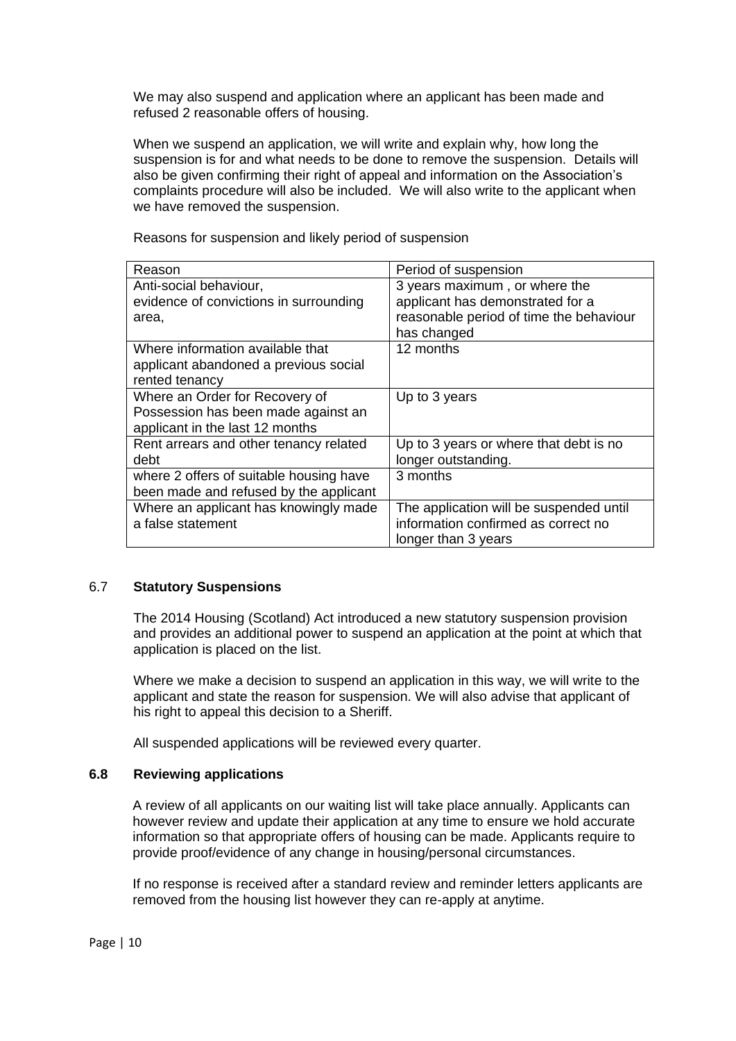We may also suspend and application where an applicant has been made and refused 2 reasonable offers of housing.

When we suspend an application, we will write and explain why, how long the suspension is for and what needs to be done to remove the suspension. Details will also be given confirming their right of appeal and information on the Association's complaints procedure will also be included. We will also write to the applicant when we have removed the suspension.

Reasons for suspension and likely period of suspension

| Reason | Period of suspension |
|---|---|
| Anti-social behaviour, evidence of convictions in surrounding area, | 3 years maximum , or where the applicant has demonstrated for a reasonable period of time the behaviour has changed |
| Where information available that applicant abandoned a previous social rented tenancy | 12 months |
| Where an Order for Recovery of Possession has been made against an applicant in the last 12 months | Up to 3 years |
| Rent arrears and other tenancy related debt | Up to 3 years or where that debt is no longer outstanding. |
| where 2 offers of suitable housing have been made and refused by the applicant | 3 months |
| Where an applicant has knowingly made a false statement | The application will be suspended until information confirmed as correct no longer than 3 years |

## 6.7 **Statutory Suspensions**

The 2014 Housing (Scotland) Act introduced a new statutory suspension provision and provides an additional power to suspend an application at the point at which that application is placed on the list.

Where we make a decision to suspend an application in this way, we will write to the applicant and state the reason for suspension. We will also advise that applicant of his right to appeal this decision to a Sheriff.

All suspended applications will be reviewed every quarter.

## 6.8 **Reviewing applications**

A review of all applicants on our waiting list will take place annually. Applicants can however review and update their application at any time to ensure we hold accurate information so that appropriate offers of housing can be made. Applicants require to provide proof/evidence of any change in housing/personal circumstances.

If no response is received after a standard review and reminder letters applicants are removed from the housing list however they can re-apply at anytime.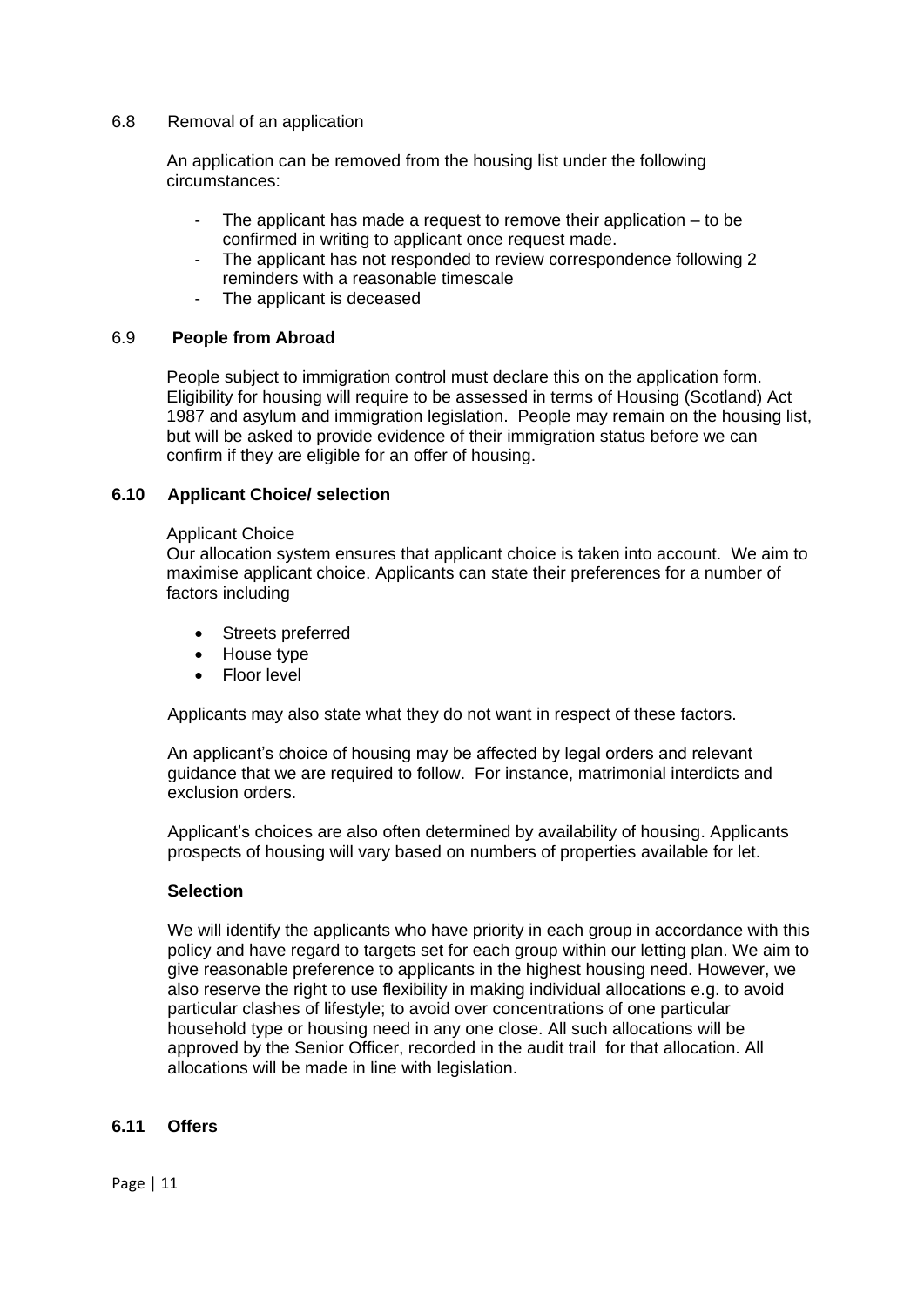6.8 Removal of an application

An application can be removed from the housing list under the following circumstances:

- The applicant has made a request to remove their application – to be confirmed in writing to applicant once request made.
- The applicant has not responded to review correspondence following 2 reminders with a reasonable timescale
- The applicant is deceased

6.9 **People from Abroad**

People subject to immigration control must declare this on the application form. Eligibility for housing will require to be assessed in terms of Housing (Scotland) Act 1987 and asylum and immigration legislation. People may remain on the housing list, but will be asked to provide evidence of their immigration status before we can confirm if they are eligible for an offer of housing.

**6.10 Applicant Choice/ selection**

Applicant Choice
Our allocation system ensures that applicant choice is taken into account. We aim to maximise applicant choice. Applicants can state their preferences for a number of factors including

- Streets preferred
- House type
- Floor level

Applicants may also state what they do not want in respect of these factors.

An applicant's choice of housing may be affected by legal orders and relevant guidance that we are required to follow. For instance, matrimonial interdicts and exclusion orders.

Applicant's choices are also often determined by availability of housing. Applicants prospects of housing will vary based on numbers of properties available for let.

**Selection**

We will identify the applicants who have priority in each group in accordance with this policy and have regard to targets set for each group within our letting plan. We aim to give reasonable preference to applicants in the highest housing need. However, we also reserve the right to use flexibility in making individual allocations e.g. to avoid particular clashes of lifestyle; to avoid over concentrations of one particular household type or housing need in any one close. All such allocations will be approved by the Senior Officer, recorded in the audit trail for that allocation. All allocations will be made in line with legislation.

**6.11 Offers**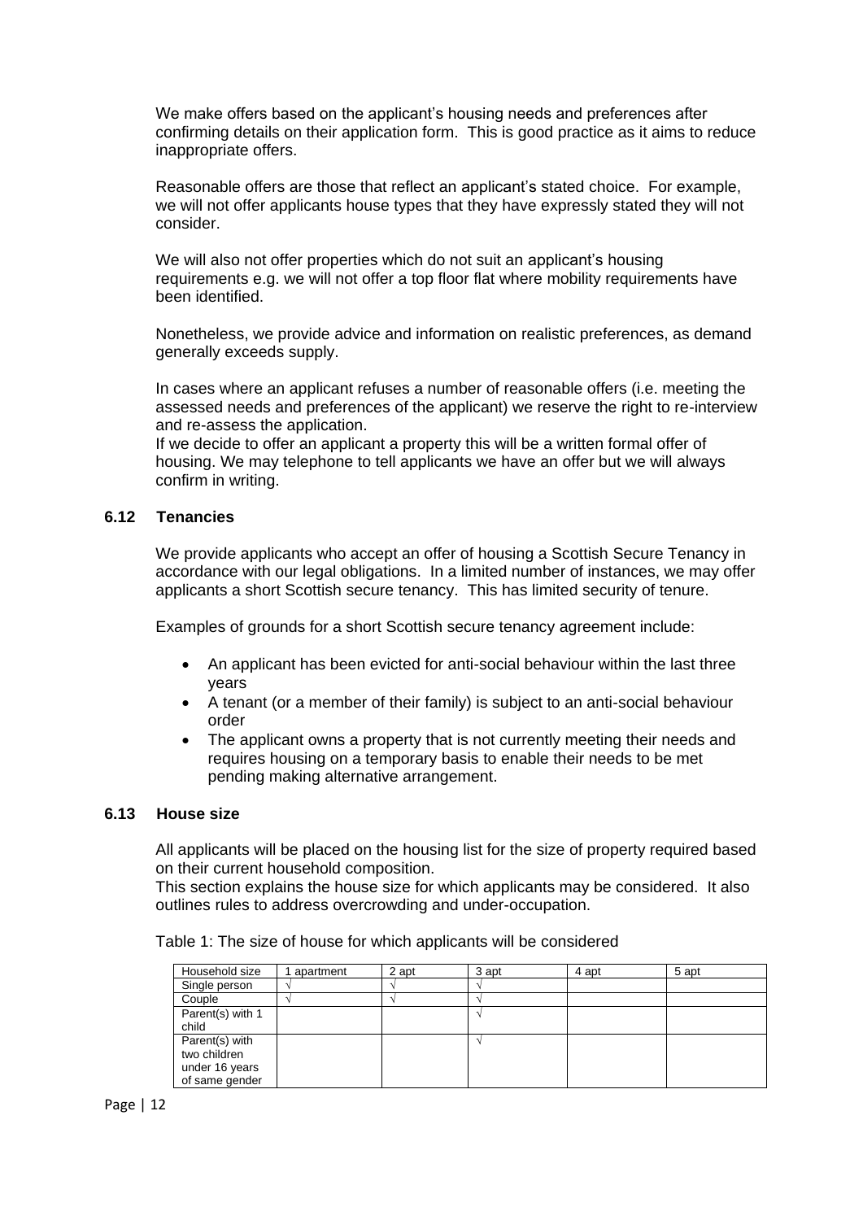We make offers based on the applicant's housing needs and preferences after confirming details on their application form. This is good practice as it aims to reduce inappropriate offers.

Reasonable offers are those that reflect an applicant's stated choice. For example, we will not offer applicants house types that they have expressly stated they will not consider.

We will also not offer properties which do not suit an applicant's housing requirements e.g. we will not offer a top floor flat where mobility requirements have been identified.

Nonetheless, we provide advice and information on realistic preferences, as demand generally exceeds supply.

In cases where an applicant refuses a number of reasonable offers (i.e. meeting the assessed needs and preferences of the applicant) we reserve the right to re-interview and re-assess the application.
If we decide to offer an applicant a property this will be a written formal offer of housing. We may telephone to tell applicants we have an offer but we will always confirm in writing.

### 6.12 Tenancies

We provide applicants who accept an offer of housing a Scottish Secure Tenancy in accordance with our legal obligations. In a limited number of instances, we may offer applicants a short Scottish secure tenancy. This has limited security of tenure.

Examples of grounds for a short Scottish secure tenancy agreement include:

- An applicant has been evicted for anti-social behaviour within the last three years
- A tenant (or a member of their family) is subject to an anti-social behaviour order
- The applicant owns a property that is not currently meeting their needs and requires housing on a temporary basis to enable their needs to be met pending making alternative arrangement.

### 6.13 House size

All applicants will be placed on the housing list for the size of property required based on their current household composition.
This section explains the house size for which applicants may be considered. It also outlines rules to address overcrowding and under-occupation.

Table 1: The size of house for which applicants will be considered

| Household size | 1 apartment | 2 apt | 3 apt | 4 apt | 5 apt |
|---|---|---|---|---|---|
| Single person | √ | √ | √ | | |
| Couple | √ | √ | √ | | |
| Parent(s) with 1 child | | | √ | | |
| Parent(s) with two children under 16 years of same gender | | | √ | | |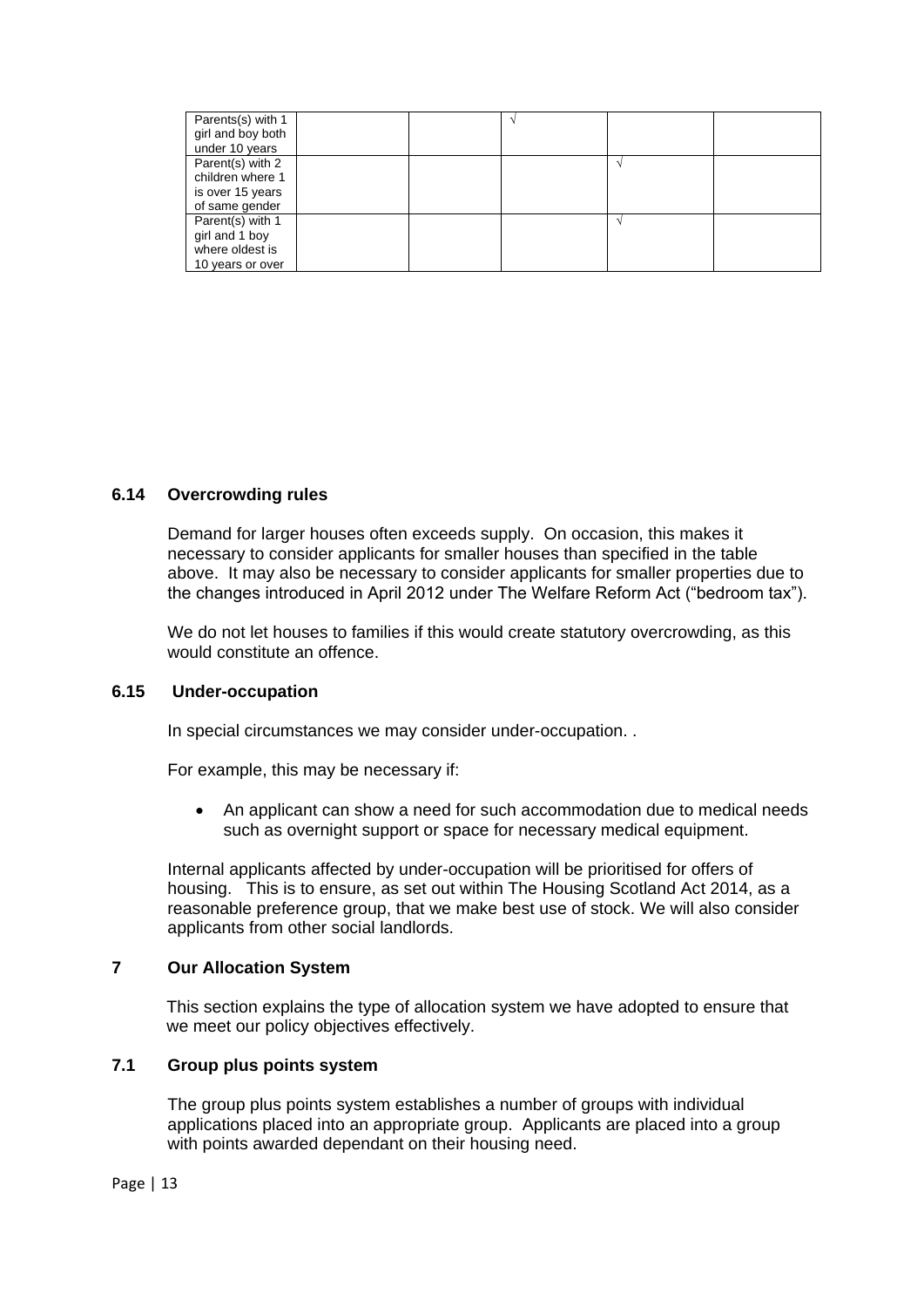| | | | | | |
|---|---|---|---|---|---|
| Parents(s) with 1 girl and boy both under 10 years | | | √ | | |
| Parent(s) with 2 children where 1 is over 15 years of same gender | | | | √ | |
| Parent(s) with 1 girl and 1 boy where oldest is 10 years or over | | | | √ | |

### 6.14 Overcrowding rules

Demand for larger houses often exceeds supply. On occasion, this makes it necessary to consider applicants for smaller houses than specified in the table above. It may also be necessary to consider applicants for smaller properties due to the changes introduced in April 2012 under The Welfare Reform Act ("bedroom tax").

We do not let houses to families if this would create statutory overcrowding, as this would constitute an offence.

### 6.15 Under-occupation

In special circumstances we may consider under-occupation. .

For example, this may be necessary if:

- An applicant can show a need for such accommodation due to medical needs such as overnight support or space for necessary medical equipment.

Internal applicants affected by under-occupation will be prioritised for offers of housing. This is to ensure, as set out within The Housing Scotland Act 2014, as a reasonable preference group, that we make best use of stock. We will also consider applicants from other social landlords.

## 7 Our Allocation System

This section explains the type of allocation system we have adopted to ensure that we meet our policy objectives effectively.

### 7.1 Group plus points system

The group plus points system establishes a number of groups with individual applications placed into an appropriate group. Applicants are placed into a group with points awarded dependant on their housing need.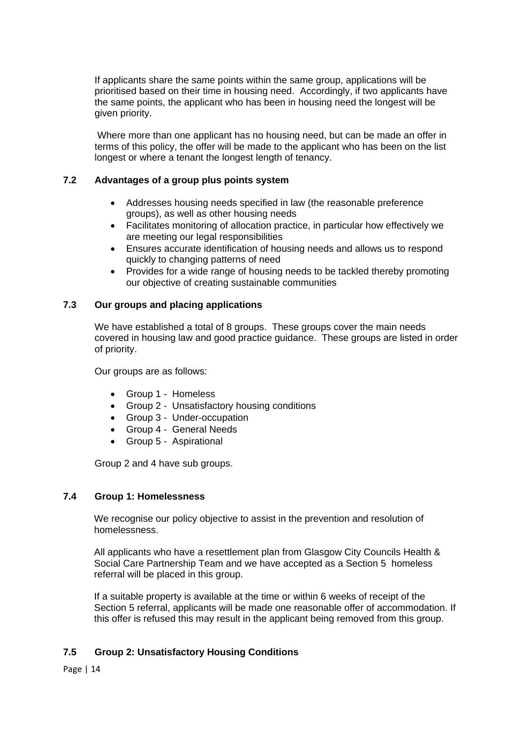If applicants share the same points within the same group, applications will be prioritised based on their time in housing need. Accordingly, if two applicants have the same points, the applicant who has been in housing need the longest will be given priority.

Where more than one applicant has no housing need, but can be made an offer in terms of this policy, the offer will be made to the applicant who has been on the list longest or where a tenant the longest length of tenancy.

### 7.2 Advantages of a group plus points system

- Addresses housing needs specified in law (the reasonable preference groups), as well as other housing needs
- Facilitates monitoring of allocation practice, in particular how effectively we are meeting our legal responsibilities
- Ensures accurate identification of housing needs and allows us to respond quickly to changing patterns of need
- Provides for a wide range of housing needs to be tackled thereby promoting our objective of creating sustainable communities

### 7.3 Our groups and placing applications

We have established a total of 8 groups. These groups cover the main needs covered in housing law and good practice guidance. These groups are listed in order of priority.

Our groups are as follows:

- Group 1 - Homeless
- Group 2 - Unsatisfactory housing conditions
- Group 3 - Under-occupation
- Group 4 - General Needs
- Group 5 - Aspirational

Group 2 and 4 have sub groups.

### 7.4 Group 1: Homelessness

We recognise our policy objective to assist in the prevention and resolution of homelessness.

All applicants who have a resettlement plan from Glasgow City Councils Health & Social Care Partnership Team and we have accepted as a Section 5 homeless referral will be placed in this group.

If a suitable property is available at the time or within 6 weeks of receipt of the Section 5 referral, applicants will be made one reasonable offer of accommodation. If this offer is refused this may result in the applicant being removed from this group.

### 7.5 Group 2: Unsatisfactory Housing Conditions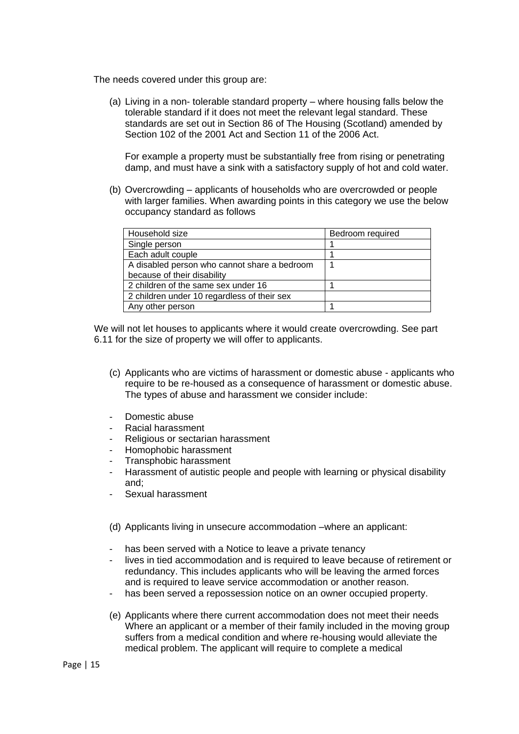The needs covered under this group are:

(a) Living in a non- tolerable standard property – where housing falls below the tolerable standard if it does not meet the relevant legal standard. These standards are set out in Section 86 of The Housing (Scotland) amended by Section 102 of the 2001 Act and Section 11 of the 2006 Act.

For example a property must be substantially free from rising or penetrating damp, and must have a sink with a satisfactory supply of hot and cold water.

(b) Overcrowding – applicants of households who are overcrowded or people with larger families. When awarding points in this category we use the below occupancy standard as follows

| Household size | Bedroom required |
| --- | --- |
| Single person | 1 |
| Each adult couple | 1 |
| A disabled person who cannot share a bedroom because of their disability | 1 |
| 2 children of the same sex under 16 | 1 |
| 2 children under 10 regardless of their sex | |
| Any other person | 1 |

We will not let houses to applicants where it would create overcrowding. See part 6.11 for the size of property we will offer to applicants.

(c) Applicants who are victims of harassment or domestic abuse - applicants who require to be re-housed as a consequence of harassment or domestic abuse. The types of abuse and harassment we consider include:

- Domestic abuse
- Racial harassment
- Religious or sectarian harassment
- Homophobic harassment
- Transphobic harassment
- Harassment of autistic people and people with learning or physical disability and;
- Sexual harassment

(d) Applicants living in unsecure accommodation –where an applicant:

- has been served with a Notice to leave a private tenancy
- lives in tied accommodation and is required to leave because of retirement or redundancy. This includes applicants who will be leaving the armed forces and is required to leave service accommodation or another reason.
- has been served a repossession notice on an owner occupied property.

(e) Applicants where there current accommodation does not meet their needs Where an applicant or a member of their family included in the moving group suffers from a medical condition and where re-housing would alleviate the medical problem. The applicant will require to complete a medical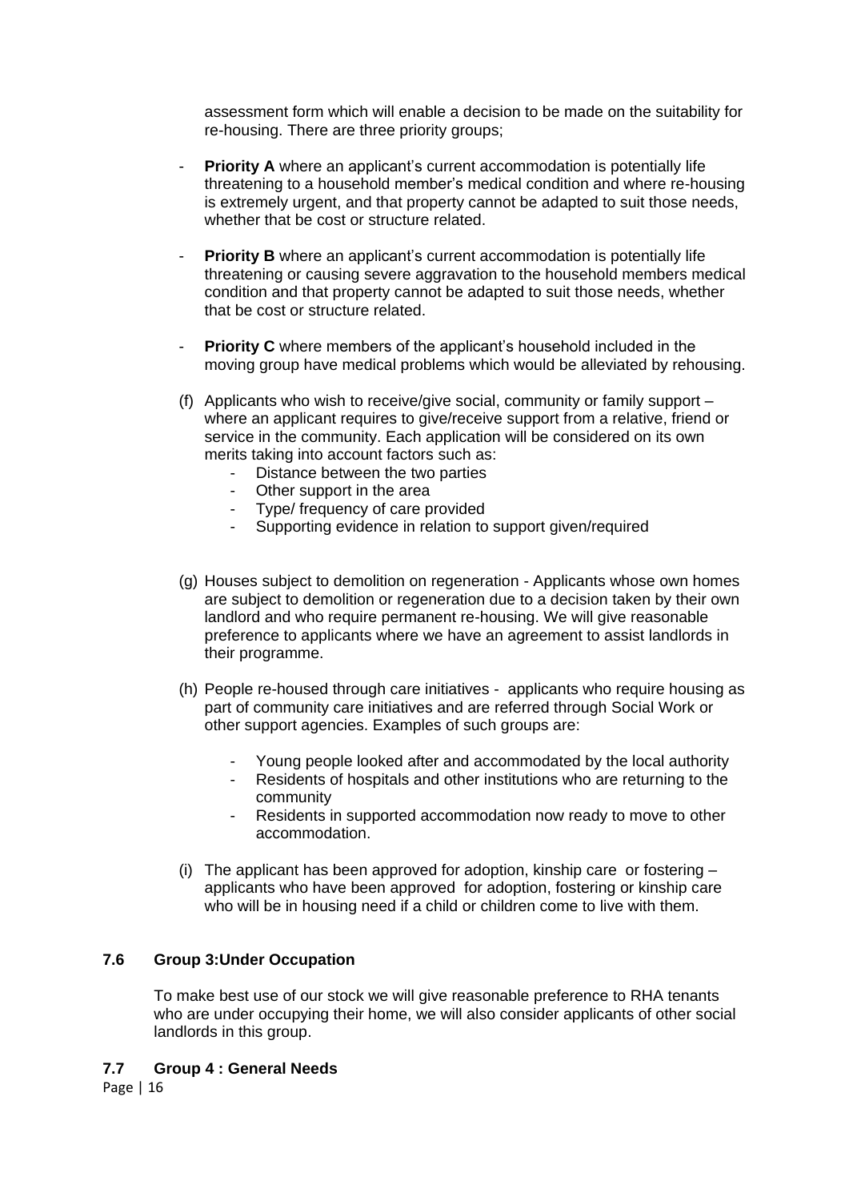assessment form which will enable a decision to be made on the suitability for re-housing. There are three priority groups;

- **Priority A** where an applicant's current accommodation is potentially life threatening to a household member's medical condition and where re-housing is extremely urgent, and that property cannot be adapted to suit those needs, whether that be cost or structure related.

- **Priority B** where an applicant's current accommodation is potentially life threatening or causing severe aggravation to the household members medical condition and that property cannot be adapted to suit those needs, whether that be cost or structure related.

- **Priority C** where members of the applicant's household included in the moving group have medical problems which would be alleviated by rehousing.

(f) Applicants who wish to receive/give social, community or family support – where an applicant requires to give/receive support from a relative, friend or service in the community. Each application will be considered on its own merits taking into account factors such as:
   - Distance between the two parties
   - Other support in the area
   - Type/ frequency of care provided
   - Supporting evidence in relation to support given/required

(g) Houses subject to demolition on regeneration - Applicants whose own homes are subject to demolition or regeneration due to a decision taken by their own landlord and who require permanent re-housing. We will give reasonable preference to applicants where we have an agreement to assist landlords in their programme.

(h) People re-housed through care initiatives - applicants who require housing as part of community care initiatives and are referred through Social Work or other support agencies. Examples of such groups are:

   - Young people looked after and accommodated by the local authority
   - Residents of hospitals and other institutions who are returning to the community
   - Residents in supported accommodation now ready to move to other accommodation.

(i) The applicant has been approved for adoption, kinship care or fostering – applicants who have been approved for adoption, fostering or kinship care who will be in housing need if a child or children come to live with them.

### 7.6 Group 3:Under Occupation

To make best use of our stock we will give reasonable preference to RHA tenants who are under occupying their home, we will also consider applicants of other social landlords in this group.

### 7.7 Group 4 : General Needs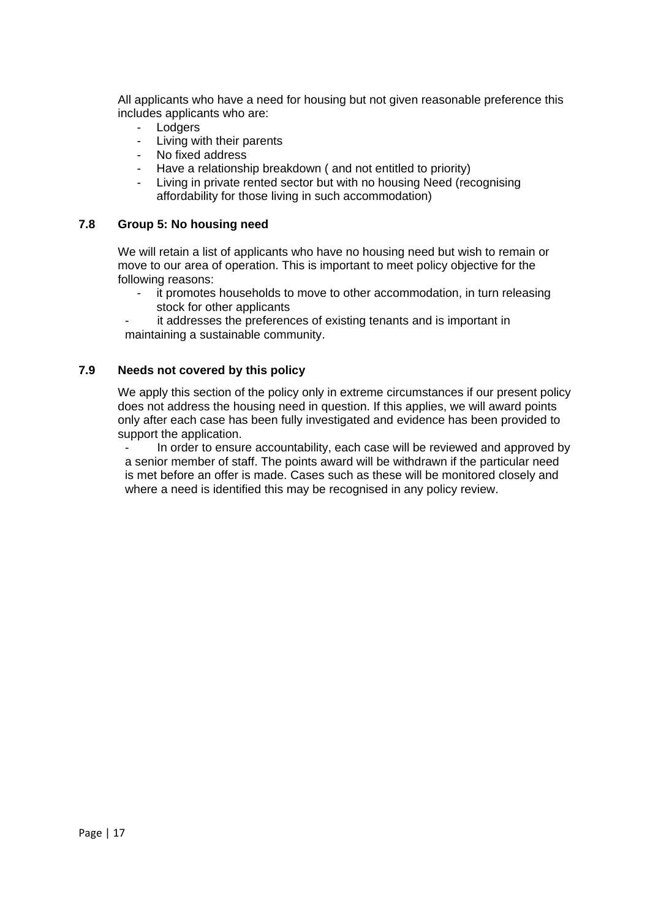All applicants who have a need for housing but not given reasonable preference this includes applicants who are:

- Lodgers
- Living with their parents
- No fixed address
- Have a relationship breakdown ( and not entitled to priority)
- Living in private rented sector but with no housing Need (recognising affordability for those living in such accommodation)

### 7.8 Group 5: No housing need

We will retain a list of applicants who have no housing need but wish to remain or move to our area of operation. This is important to meet policy objective for the following reasons:

- it promotes households to move to other accommodation, in turn releasing stock for other applicants
- it addresses the preferences of existing tenants and is important in maintaining a sustainable community.

### 7.9 Needs not covered by this policy

We apply this section of the policy only in extreme circumstances if our present policy does not address the housing need in question. If this applies, we will award points only after each case has been fully investigated and evidence has been provided to support the application.

- In order to ensure accountability, each case will be reviewed and approved by a senior member of staff. The points award will be withdrawn if the particular need is met before an offer is made. Cases such as these will be monitored closely and where a need is identified this may be recognised in any policy review.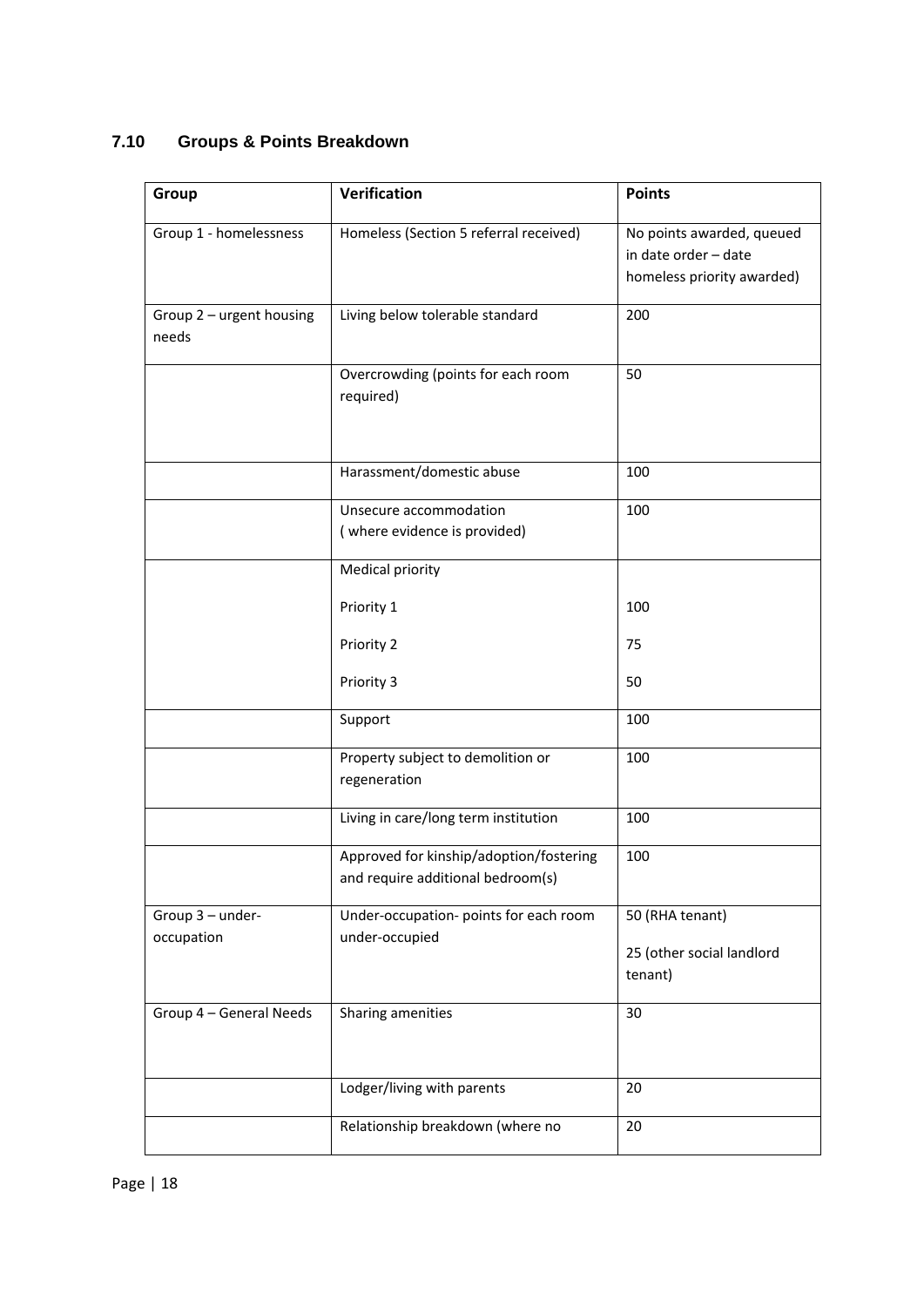### 7.10 Groups & Points Breakdown

| Group | Verification | Points |
|---|---|---|
| Group 1 - homelessness | Homeless (Section 5 referral received) | No points awarded, queued in date order – date homeless priority awarded) |
| Group 2 – urgent housing needs | Living below tolerable standard | 200 |
| | Overcrowding (points for each room required) | 50 |
| | Harassment/domestic abuse | 100 |
| | Unsecure accommodation ( where evidence is provided) | 100 |
| | Medical priority<br><br>Priority 1<br><br>Priority 2<br><br>Priority 3 | <br><br>100<br><br>75<br><br>50 |
| | Support | 100 |
| | Property subject to demolition or regeneration | 100 |
| | Living in care/long term institution | 100 |
| | Approved for kinship/adoption/fostering and require additional bedroom(s) | 100 |
| Group 3 – under-occupation | Under-occupation- points for each room under-occupied | 50 (RHA tenant)<br><br>25 (other social landlord tenant) |
| Group 4 – General Needs | Sharing amenities | 30 |
| | Lodger/living with parents | 20 |
| | Relationship breakdown (where no | 20 |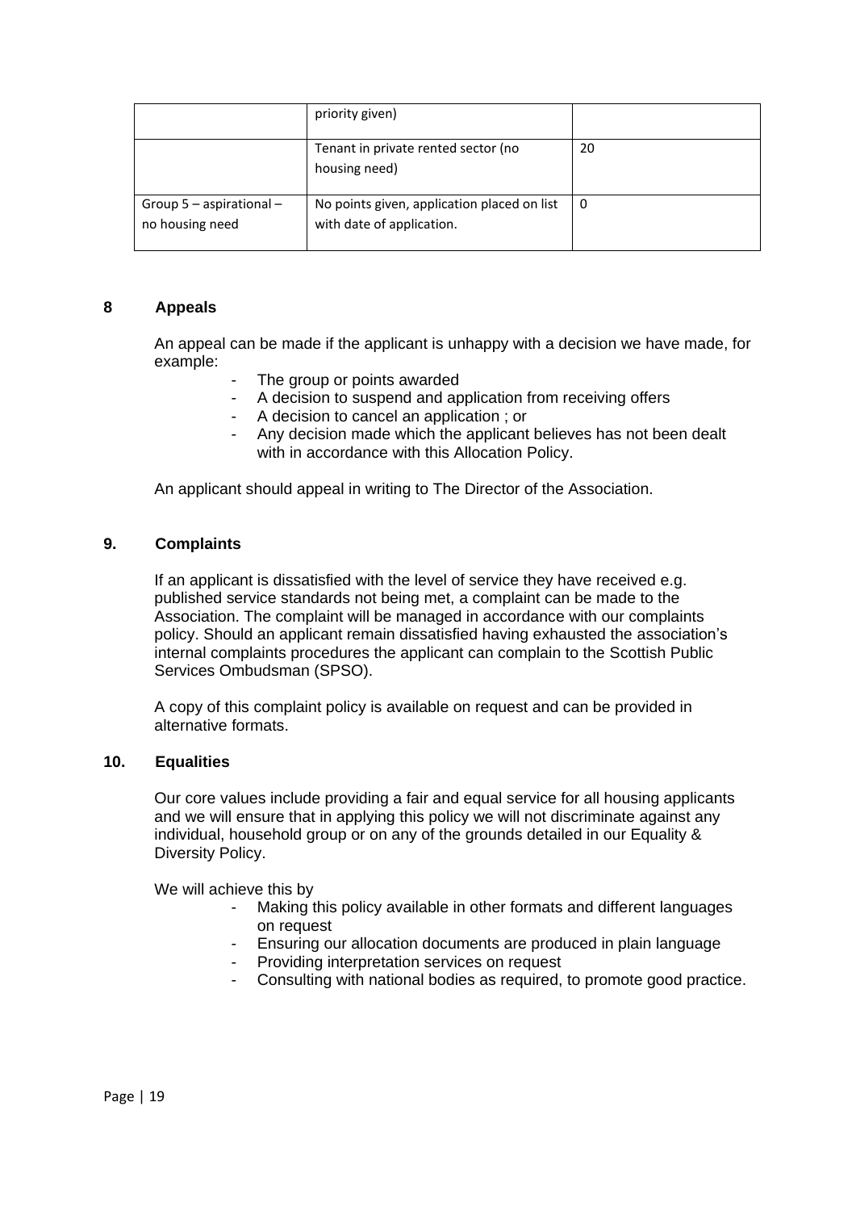| | | |
|---|---|---|
| | priority given) | |
| | Tenant in private rented sector (no housing need) | 20 |
| Group 5 – aspirational – no housing need | No points given, application placed on list with date of application. | 0 |

## 8 Appeals

An appeal can be made if the applicant is unhappy with a decision we have made, for example:

- The group or points awarded
- A decision to suspend and application from receiving offers
- A decision to cancel an application ; or
- Any decision made which the applicant believes has not been dealt with in accordance with this Allocation Policy.

An applicant should appeal in writing to The Director of the Association.

## 9. Complaints

If an applicant is dissatisfied with the level of service they have received e.g. published service standards not being met, a complaint can be made to the Association. The complaint will be managed in accordance with our complaints policy. Should an applicant remain dissatisfied having exhausted the association's internal complaints procedures the applicant can complain to the Scottish Public Services Ombudsman (SPSO).

A copy of this complaint policy is available on request and can be provided in alternative formats.

## 10. Equalities

Our core values include providing a fair and equal service for all housing applicants and we will ensure that in applying this policy we will not discriminate against any individual, household group or on any of the grounds detailed in our Equality & Diversity Policy.

We will achieve this by

- Making this policy available in other formats and different languages on request
- Ensuring our allocation documents are produced in plain language
- Providing interpretation services on request
- Consulting with national bodies as required, to promote good practice.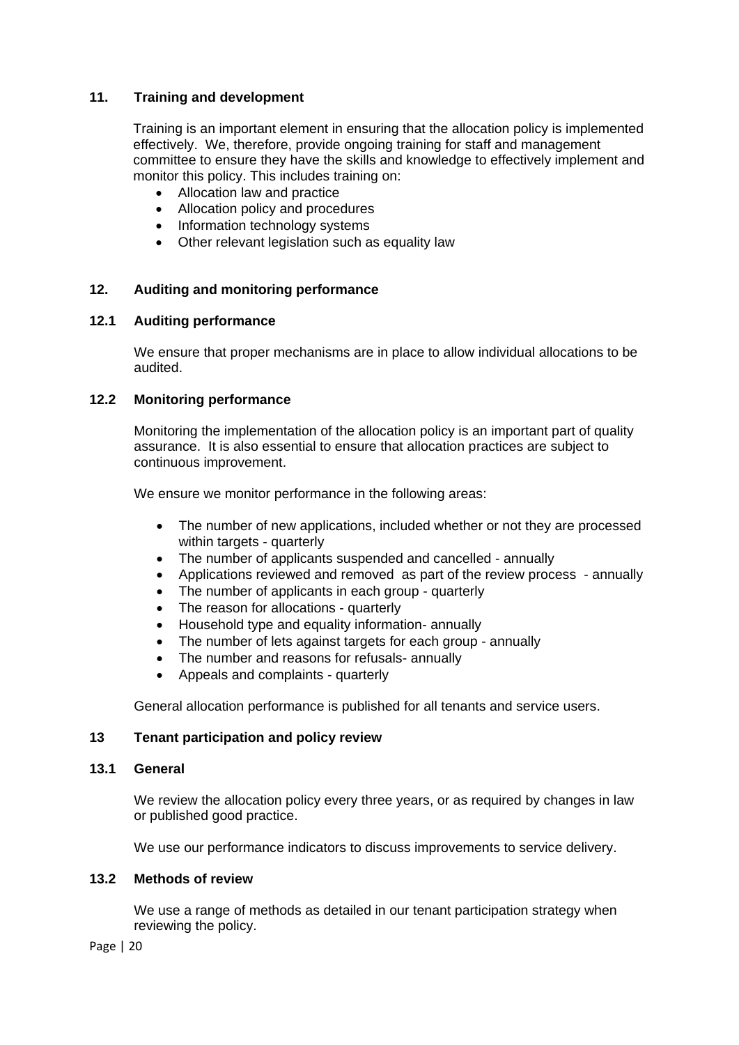## 11. Training and development

Training is an important element in ensuring that the allocation policy is implemented effectively. We, therefore, provide ongoing training for staff and management committee to ensure they have the skills and knowledge to effectively implement and monitor this policy. This includes training on:

- Allocation law and practice
- Allocation policy and procedures
- Information technology systems
- Other relevant legislation such as equality law

## 12. Auditing and monitoring performance

### 12.1 Auditing performance

We ensure that proper mechanisms are in place to allow individual allocations to be audited.

### 12.2 Monitoring performance

Monitoring the implementation of the allocation policy is an important part of quality assurance. It is also essential to ensure that allocation practices are subject to continuous improvement.

We ensure we monitor performance in the following areas:

- The number of new applications, included whether or not they are processed within targets - quarterly
- The number of applicants suspended and cancelled - annually
- Applications reviewed and removed as part of the review process - annually
- The number of applicants in each group - quarterly
- The reason for allocations - quarterly
- Household type and equality information- annually
- The number of lets against targets for each group - annually
- The number and reasons for refusals- annually
- Appeals and complaints - quarterly

General allocation performance is published for all tenants and service users.

## 13 Tenant participation and policy review

### 13.1 General

We review the allocation policy every three years, or as required by changes in law or published good practice.

We use our performance indicators to discuss improvements to service delivery.

### 13.2 Methods of review

We use a range of methods as detailed in our tenant participation strategy when reviewing the policy.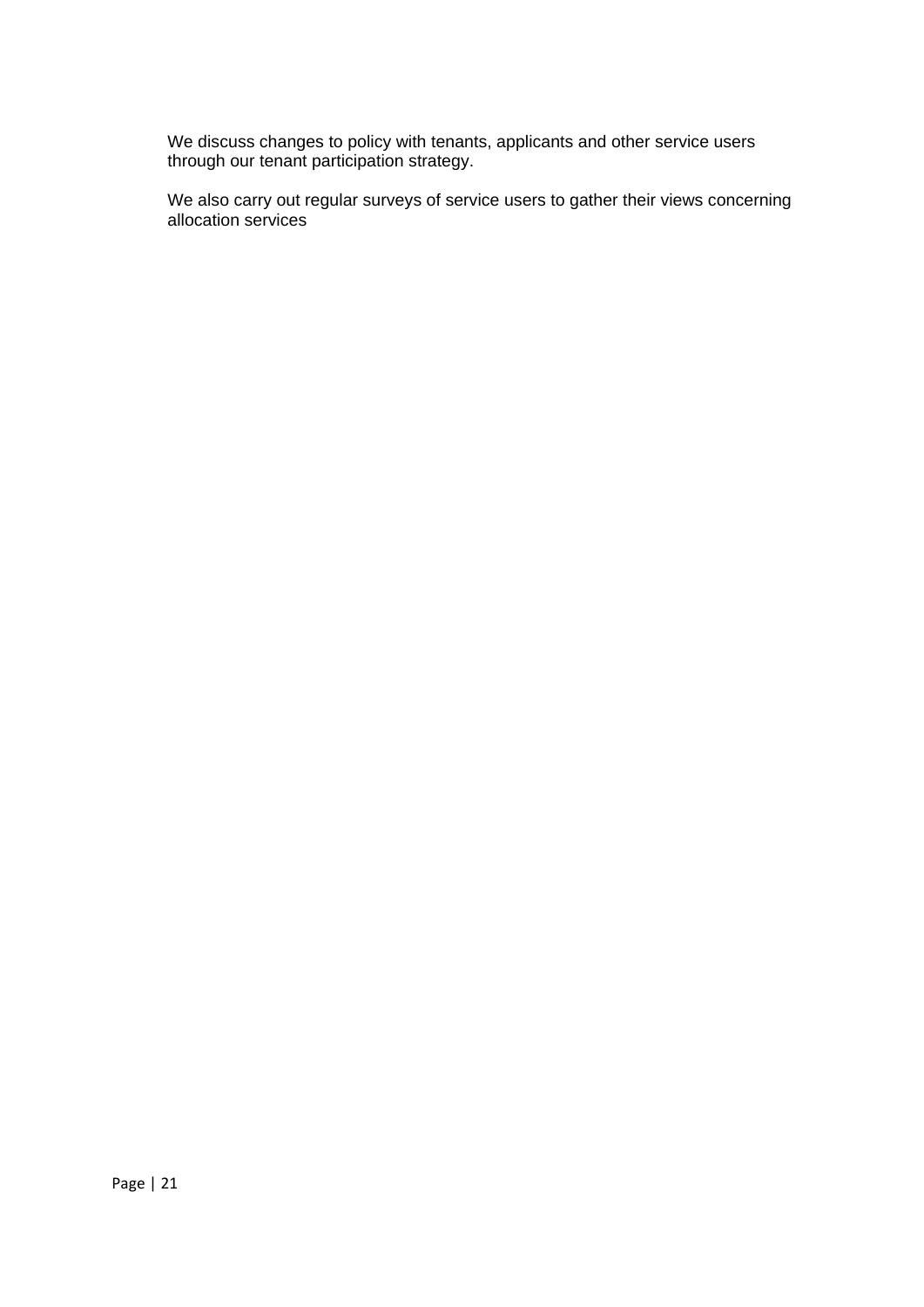We discuss changes to policy with tenants, applicants and other service users through our tenant participation strategy.

We also carry out regular surveys of service users to gather their views concerning allocation services